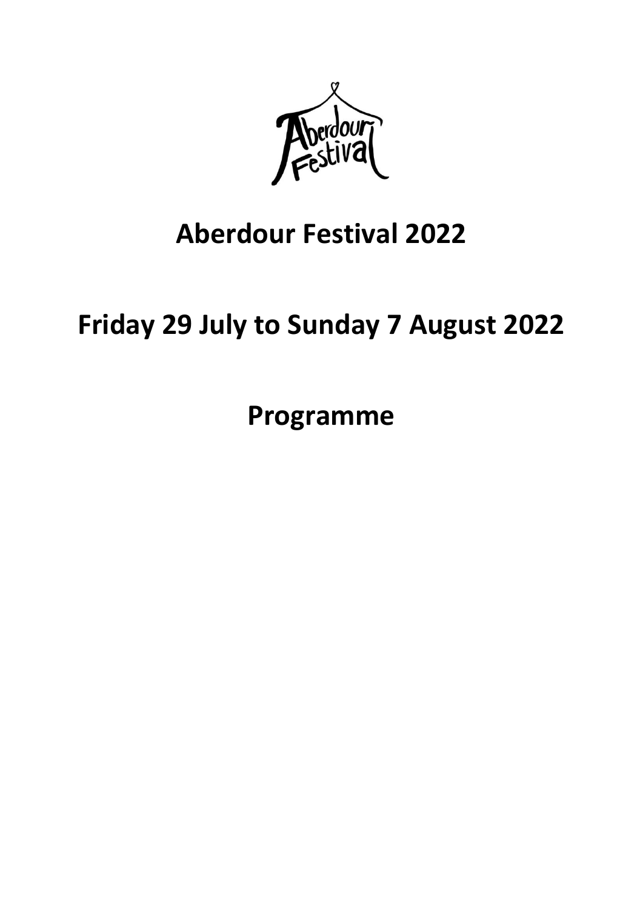# Aberdour Festival 2022

# Friday 29 July to Sunday 7 August 2022

# Programme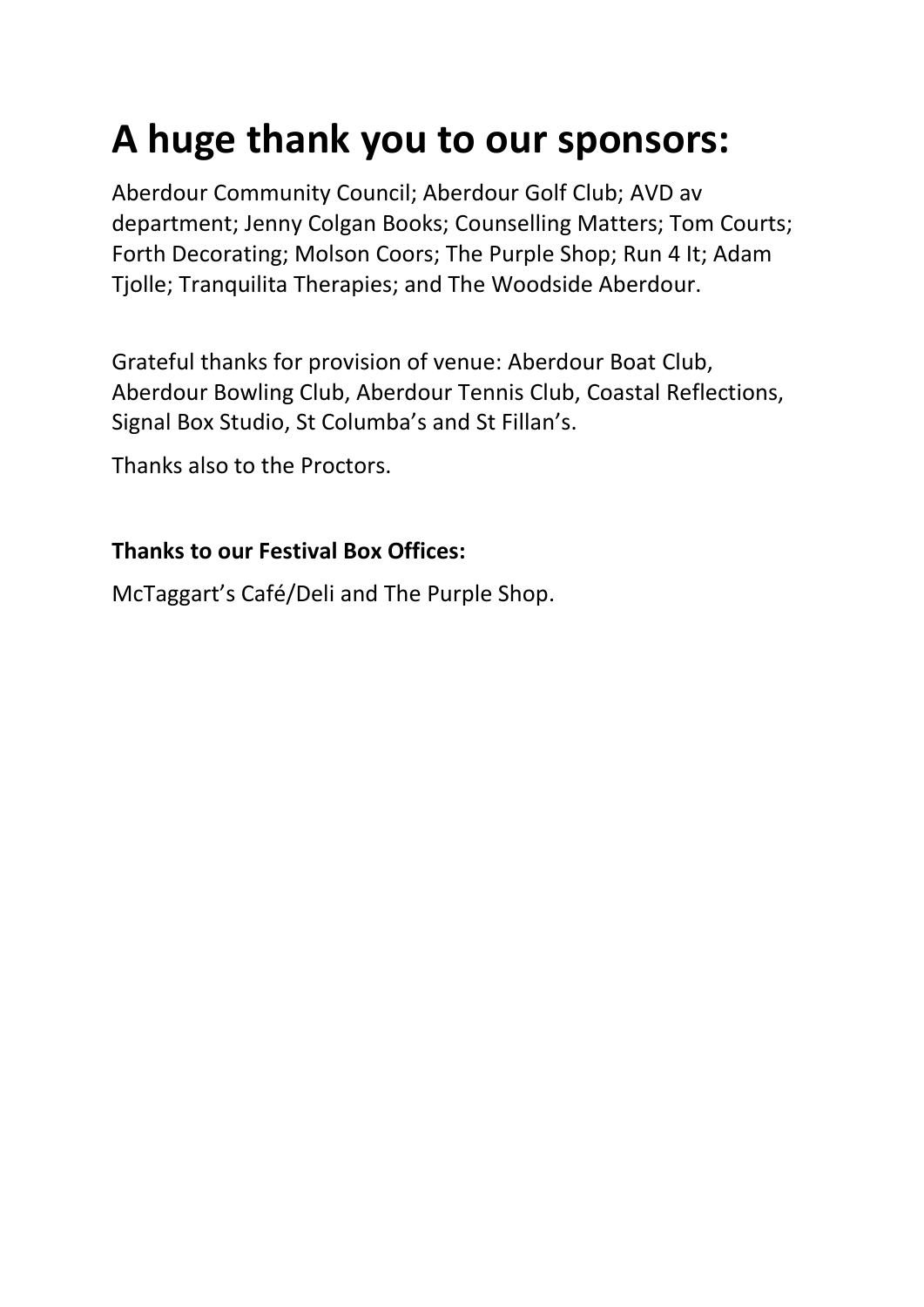# A huge thank you to our sponsors:

Aberdour Community Council; Aberdour Golf Club; AVD av department; Jenny Colgan Books; Counselling Matters; Tom Courts; Forth Decorating; Molson Coors; The Purple Shop; Run 4 It; Adam Tjolle; Tranquilita Therapies; and The Woodside Aberdour.

Grateful thanks for provision of venue: Aberdour Boat Club, Aberdour Bowling Club, Aberdour Tennis Club, Coastal Reflections, Signal Box Studio, St Columba's and St Fillan's.

Thanks also to the Proctors.

**Thanks to our Festival Box Offices:**

McTaggart's Café/Deli and The Purple Shop.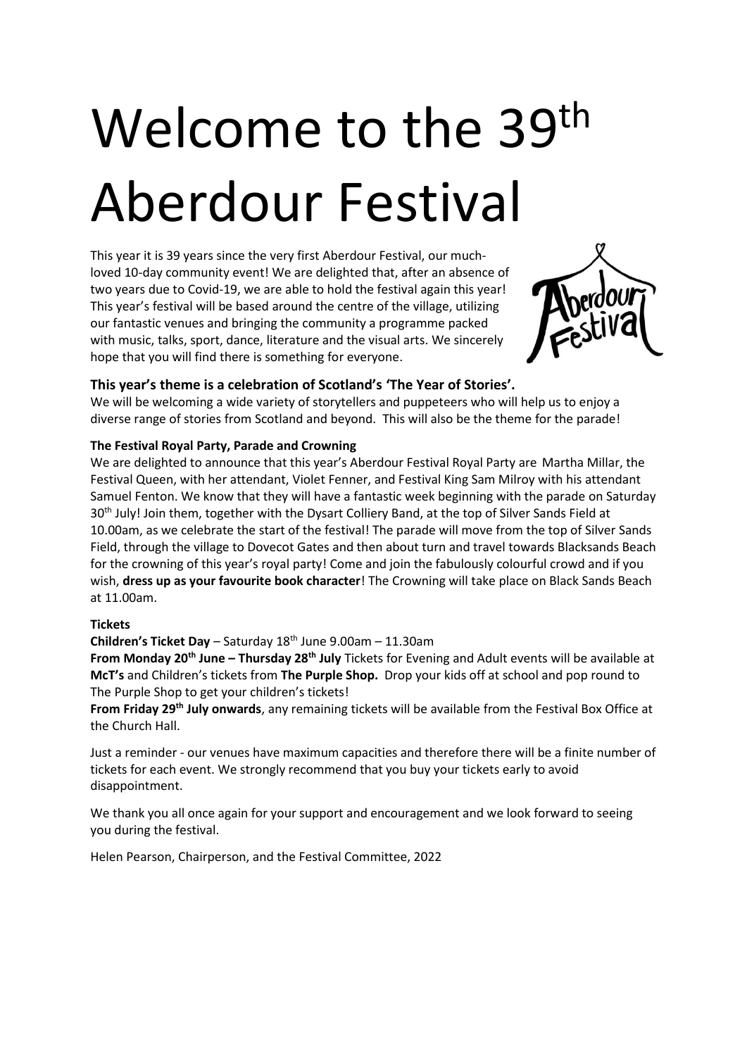# Welcome to the 39th Aberdour Festival

This year it is 39 years since the very first Aberdour Festival, our much-loved 10-day community event! We are delighted that, after an absence of two years due to Covid-19, we are able to hold the festival again this year! This year's festival will be based around the centre of the village, utilizing our fantastic venues and bringing the community a programme packed with music, talks, sport, dance, literature and the visual arts. We sincerely hope that you will find there is something for everyone.

### This year's theme is a celebration of Scotland's 'The Year of Stories'.

We will be welcoming a wide variety of storytellers and puppeteers who will help us to enjoy a diverse range of stories from Scotland and beyond. This will also be the theme for the parade!

**The Festival Royal Party, Parade and Crowning**

We are delighted to announce that this year's Aberdour Festival Royal Party are Martha Millar, the Festival Queen, with her attendant, Violet Fenner, and Festival King Sam Milroy with his attendant Samuel Fenton. We know that they will have a fantastic week beginning with the parade on Saturday 30th July! Join them, together with the Dysart Colliery Band, at the top of Silver Sands Field at 10.00am, as we celebrate the start of the festival! The parade will move from the top of Silver Sands Field, through the village to Dovecot Gates and then about turn and travel towards Blacksands Beach for the crowning of this year's royal party! Come and join the fabulously colourful crowd and if you wish, **dress up as your favourite book character**! The Crowning will take place on Black Sands Beach at 11.00am.

**Tickets**

**Children's Ticket Day** – Saturday 18th June 9.00am – 11.30am

**From Monday 20th June – Thursday 28th July** Tickets for Evening and Adult events will be available at **McT's** and Children's tickets from **The Purple Shop.** Drop your kids off at school and pop round to The Purple Shop to get your children's tickets!

**From Friday 29th July onwards**, any remaining tickets will be available from the Festival Box Office at the Church Hall.

Just a reminder - our venues have maximum capacities and therefore there will be a finite number of tickets for each event. We strongly recommend that you buy your tickets early to avoid disappointment.

We thank you all once again for your support and encouragement and we look forward to seeing you during the festival.

Helen Pearson, Chairperson, and the Festival Committee, 2022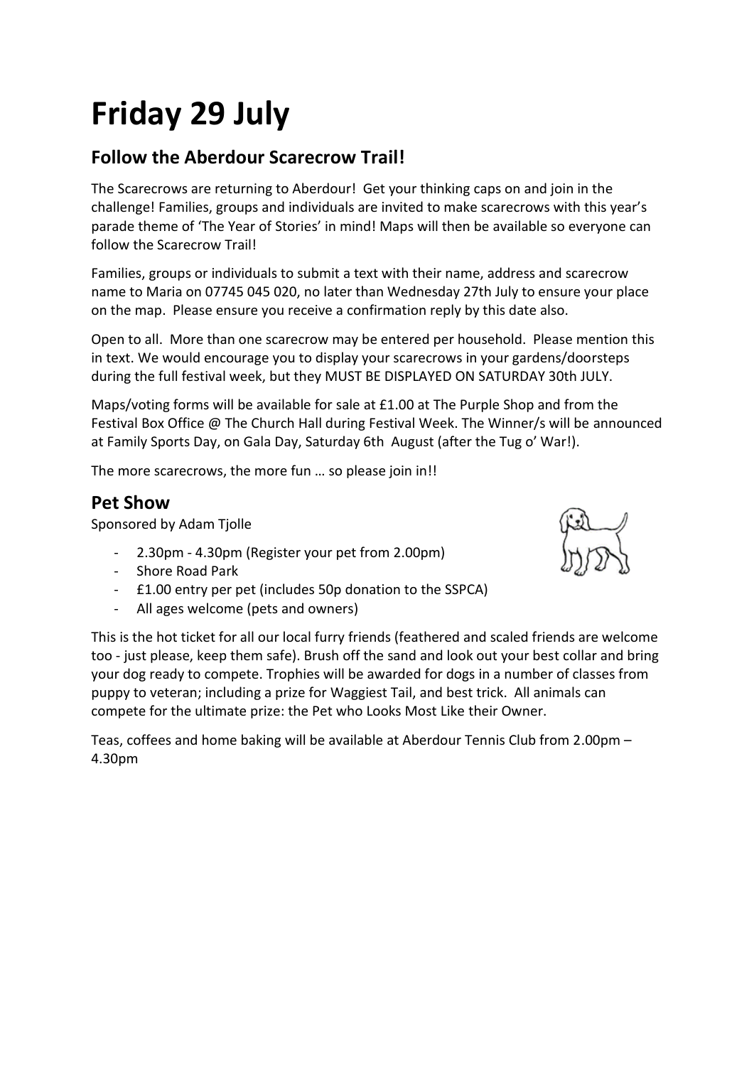# Friday 29 July

## Follow the Aberdour Scarecrow Trail!

The Scarecrows are returning to Aberdour! Get your thinking caps on and join in the challenge! Families, groups and individuals are invited to make scarecrows with this year's parade theme of 'The Year of Stories' in mind! Maps will then be available so everyone can follow the Scarecrow Trail!

Families, groups or individuals to submit a text with their name, address and scarecrow name to Maria on 07745 045 020, no later than Wednesday 27th July to ensure your place on the map. Please ensure you receive a confirmation reply by this date also.

Open to all. More than one scarecrow may be entered per household. Please mention this in text. We would encourage you to display your scarecrows in your gardens/doorsteps during the full festival week, but they MUST BE DISPLAYED ON SATURDAY 30th JULY.

Maps/voting forms will be available for sale at £1.00 at The Purple Shop and from the Festival Box Office @ The Church Hall during Festival Week. The Winner/s will be announced at Family Sports Day, on Gala Day, Saturday 6th August (after the Tug o' War!).

The more scarecrows, the more fun … so please join in!!

## Pet Show

Sponsored by Adam Tjolle

- 2.30pm - 4.30pm (Register your pet from 2.00pm)
- Shore Road Park
- £1.00 entry per pet (includes 50p donation to the SSPCA)
- All ages welcome (pets and owners)

This is the hot ticket for all our local furry friends (feathered and scaled friends are welcome too - just please, keep them safe). Brush off the sand and look out your best collar and bring your dog ready to compete. Trophies will be awarded for dogs in a number of classes from puppy to veteran; including a prize for Waggiest Tail, and best trick. All animals can compete for the ultimate prize: the Pet who Looks Most Like their Owner.

Teas, coffees and home baking will be available at Aberdour Tennis Club from 2.00pm – 4.30pm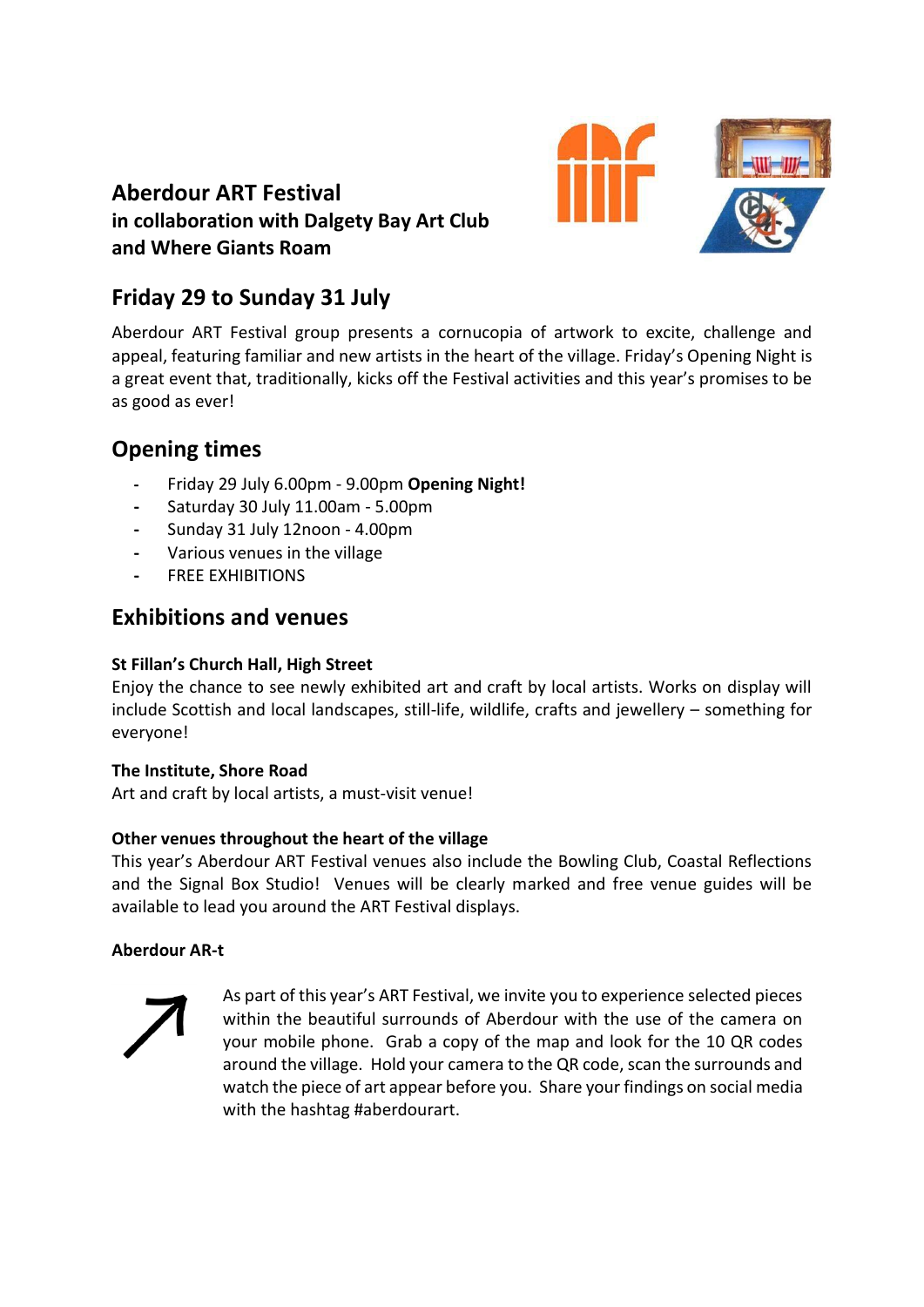**Aberdour ART Festival**
**in collaboration with Dalgety Bay Art Club**
**and Where Giants Roam**

## Friday 29 to Sunday 31 July

Aberdour ART Festival group presents a cornucopia of artwork to excite, challenge and appeal, featuring familiar and new artists in the heart of the village. Friday's Opening Night is a great event that, traditionally, kicks off the Festival activities and this year's promises to be as good as ever!

## Opening times

- Friday 29 July 6.00pm - 9.00pm **Opening Night!**
- Saturday 30 July 11.00am - 5.00pm
- Sunday 31 July 12noon - 4.00pm
- Various venues in the village
- FREE EXHIBITIONS

## Exhibitions and venues

**St Fillan's Church Hall, High Street**
Enjoy the chance to see newly exhibited art and craft by local artists. Works on display will include Scottish and local landscapes, still-life, wildlife, crafts and jewellery – something for everyone!

**The Institute, Shore Road**
Art and craft by local artists, a must-visit venue!

**Other venues throughout the heart of the village**
This year's Aberdour ART Festival venues also include the Bowling Club, Coastal Reflections and the Signal Box Studio! Venues will be clearly marked and free venue guides will be available to lead you around the ART Festival displays.

**Aberdour AR-t**

As part of this year's ART Festival, we invite you to experience selected pieces within the beautiful surrounds of Aberdour with the use of the camera on your mobile phone. Grab a copy of the map and look for the 10 QR codes around the village. Hold your camera to the QR code, scan the surrounds and watch the piece of art appear before you. Share your findings on social media with the hashtag #aberdourart.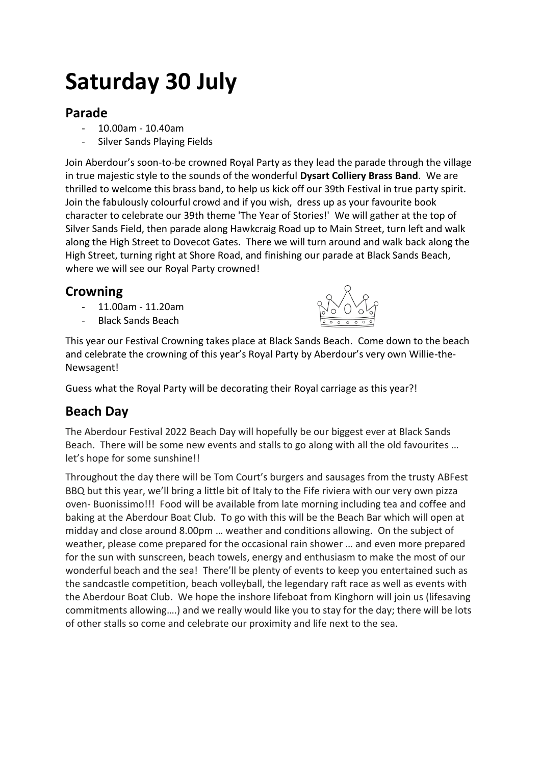# Saturday 30 July

## Parade

- 10.00am - 10.40am
- Silver Sands Playing Fields

Join Aberdour's soon-to-be crowned Royal Party as they lead the parade through the village in true majestic style to the sounds of the wonderful **Dysart Colliery Brass Band**. We are thrilled to welcome this brass band, to help us kick off our 39th Festival in true party spirit. Join the fabulously colourful crowd and if you wish, dress up as your favourite book character to celebrate our 39th theme 'The Year of Stories!' We will gather at the top of Silver Sands Field, then parade along Hawkcraig Road up to Main Street, turn left and walk along the High Street to Dovecot Gates. There we will turn around and walk back along the High Street, turning right at Shore Road, and finishing our parade at Black Sands Beach, where we will see our Royal Party crowned!

## Crowning

- 11.00am - 11.20am
- Black Sands Beach

This year our Festival Crowning takes place at Black Sands Beach. Come down to the beach and celebrate the crowning of this year's Royal Party by Aberdour's very own Willie-the-Newsagent!

Guess what the Royal Party will be decorating their Royal carriage as this year?!

## Beach Day

The Aberdour Festival 2022 Beach Day will hopefully be our biggest ever at Black Sands Beach. There will be some new events and stalls to go along with all the old favourites … let's hope for some sunshine!!

Throughout the day there will be Tom Court's burgers and sausages from the trusty ABFest BBQ but this year, we'll bring a little bit of Italy to the Fife riviera with our very own pizza oven- Buonissimo!!! Food will be available from late morning including tea and coffee and baking at the Aberdour Boat Club. To go with this will be the Beach Bar which will open at midday and close around 8.00pm … weather and conditions allowing. On the subject of weather, please come prepared for the occasional rain shower … and even more prepared for the sun with sunscreen, beach towels, energy and enthusiasm to make the most of our wonderful beach and the sea! There'll be plenty of events to keep you entertained such as the sandcastle competition, beach volleyball, the legendary raft race as well as events with the Aberdour Boat Club. We hope the inshore lifeboat from Kinghorn will join us (lifesaving commitments allowing….) and we really would like you to stay for the day; there will be lots of other stalls so come and celebrate our proximity and life next to the sea.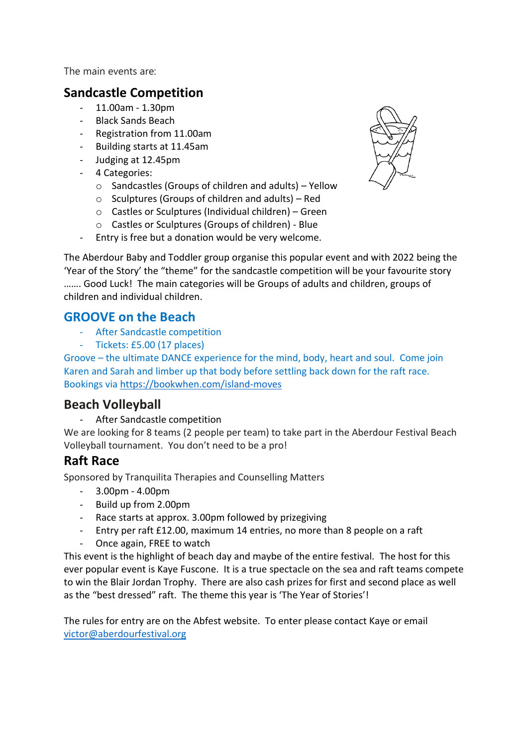The main events are:

## Sandcastle Competition

- 11.00am - 1.30pm
- Black Sands Beach
- Registration from 11.00am
- Building starts at 11.45am
- Judging at 12.45pm
- 4 Categories:
    - Sandcastles (Groups of children and adults) – Yellow
    - Sculptures (Groups of children and adults) – Red
    - Castles or Sculptures (Individual children) – Green
    - Castles or Sculptures (Groups of children) - Blue
- Entry is free but a donation would be very welcome.

The Aberdour Baby and Toddler group organise this popular event and with 2022 being the 'Year of the Story' the "theme" for the sandcastle competition will be your favourite story ……. Good Luck! The main categories will be Groups of adults and children, groups of children and individual children.

## GROOVE on the Beach

- After Sandcastle competition
- Tickets: £5.00 (17 places)

Groove – the ultimate DANCE experience for the mind, body, heart and soul. Come join Karen and Sarah and limber up that body before settling back down for the raft race. Bookings via https://bookwhen.com/island-moves

## Beach Volleyball

- After Sandcastle competition

We are looking for 8 teams (2 people per team) to take part in the Aberdour Festival Beach Volleyball tournament. You don't need to be a pro!

## Raft Race

Sponsored by Tranquilita Therapies and Counselling Matters

- 3.00pm - 4.00pm
- Build up from 2.00pm
- Race starts at approx. 3.00pm followed by prizegiving
- Entry per raft £12.00, maximum 14 entries, no more than 8 people on a raft
- Once again, FREE to watch

This event is the highlight of beach day and maybe of the entire festival. The host for this ever popular event is Kaye Fuscone. It is a true spectacle on the sea and raft teams compete to win the Blair Jordan Trophy. There are also cash prizes for first and second place as well as the "best dressed" raft. The theme this year is 'The Year of Stories'!

The rules for entry are on the Abfest website. To enter please contact Kaye or email victor@aberdourfestival.org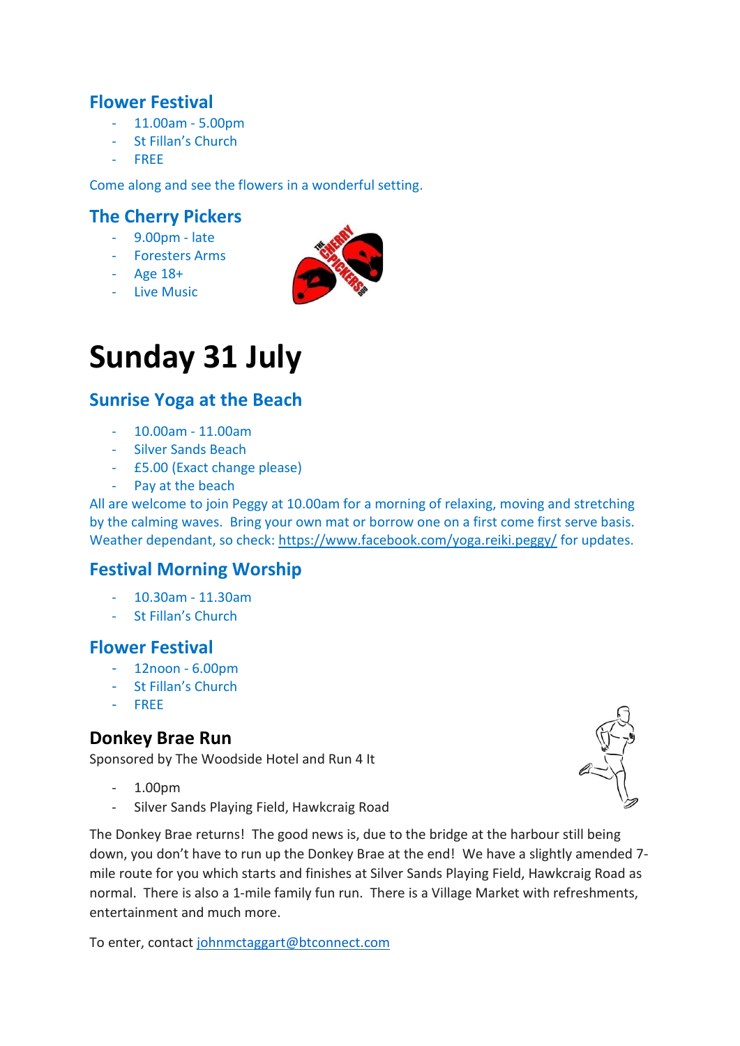## Flower Festival

- 11.00am - 5.00pm
- St Fillan's Church
- FREE

Come along and see the flowers in a wonderful setting.

## The Cherry Pickers

- 9.00pm - late
- Foresters Arms
- Age 18+
- Live Music

# Sunday 31 July

## Sunrise Yoga at the Beach

- 10.00am - 11.00am
- Silver Sands Beach
- £5.00 (Exact change please)
- Pay at the beach

All are welcome to join Peggy at 10.00am for a morning of relaxing, moving and stretching by the calming waves. Bring your own mat or borrow one on a first come first serve basis. Weather dependant, so check: https://www.facebook.com/yoga.reiki.peggy/ for updates.

## Festival Morning Worship

- 10.30am - 11.30am
- St Fillan's Church

## Flower Festival

- 12noon - 6.00pm
- St Fillan's Church
- FREE

## Donkey Brae Run

Sponsored by The Woodside Hotel and Run 4 It

- 1.00pm
- Silver Sands Playing Field, Hawkcraig Road

The Donkey Brae returns! The good news is, due to the bridge at the harbour still being down, you don't have to run up the Donkey Brae at the end! We have a slightly amended 7-mile route for you which starts and finishes at Silver Sands Playing Field, Hawkcraig Road as normal. There is also a 1-mile family fun run. There is a Village Market with refreshments, entertainment and much more.

To enter, contact johnmctaggart@btconnect.com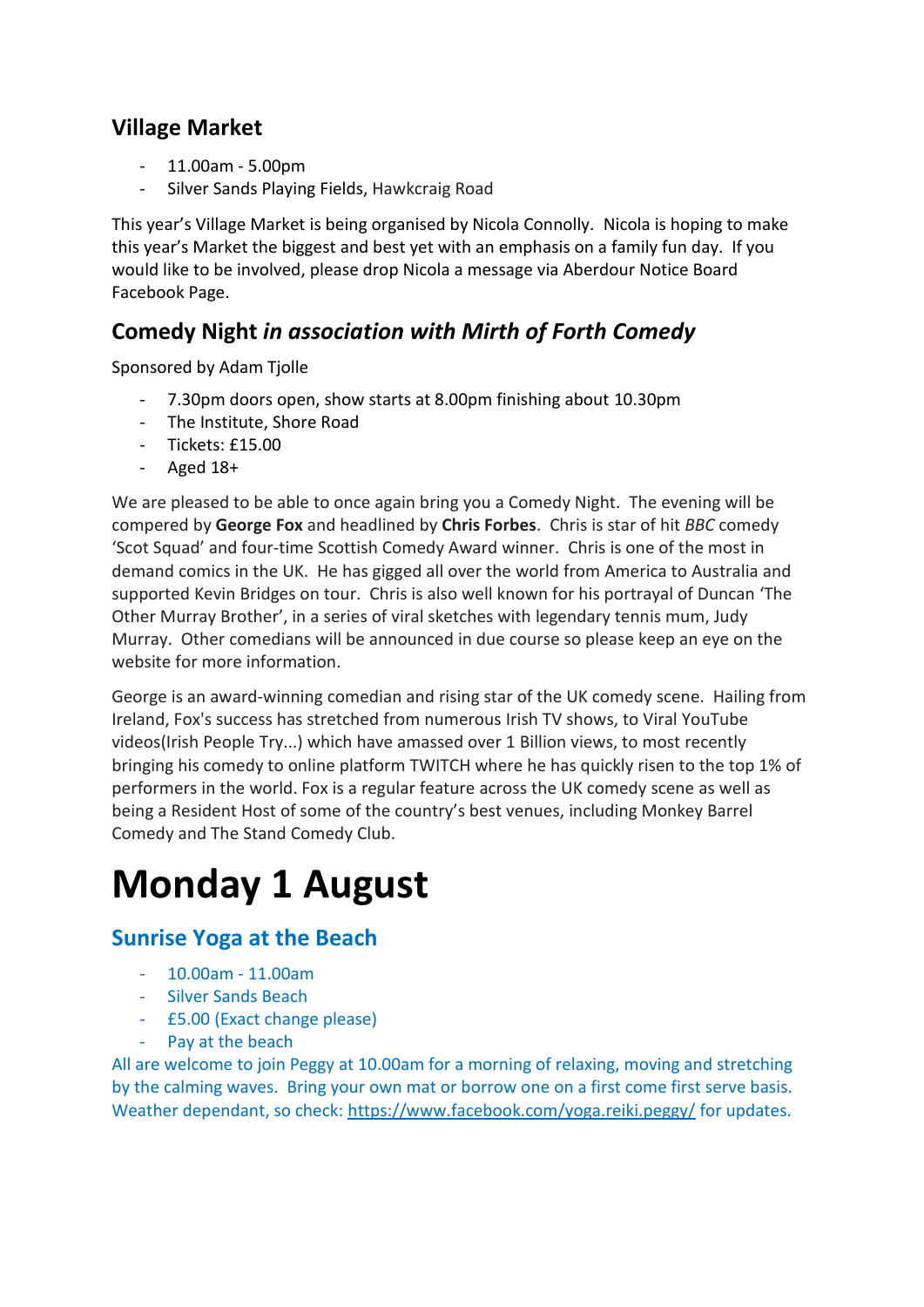## Village Market

- 11.00am - 5.00pm
- Silver Sands Playing Fields, Hawkcraig Road

This year's Village Market is being organised by Nicola Connolly. Nicola is hoping to make this year's Market the biggest and best yet with an emphasis on a family fun day. If you would like to be involved, please drop Nicola a message via Aberdour Notice Board Facebook Page.

## Comedy Night *in association with Mirth of Forth Comedy*

Sponsored by Adam Tjolle

- 7.30pm doors open, show starts at 8.00pm finishing about 10.30pm
- The Institute, Shore Road
- Tickets: £15.00
- Aged 18+

We are pleased to be able to once again bring you a Comedy Night. The evening will be compered by **George Fox** and headlined by **Chris Forbes**. Chris is star of hit *BBC* comedy 'Scot Squad' and four-time Scottish Comedy Award winner. Chris is one of the most in demand comics in the UK. He has gigged all over the world from America to Australia and supported Kevin Bridges on tour. Chris is also well known for his portrayal of Duncan 'The Other Murray Brother', in a series of viral sketches with legendary tennis mum, Judy Murray. Other comedians will be announced in due course so please keep an eye on the website for more information.

George is an award-winning comedian and rising star of the UK comedy scene. Hailing from Ireland, Fox's success has stretched from numerous Irish TV shows, to Viral YouTube videos(Irish People Try...) which have amassed over 1 Billion views, to most recently bringing his comedy to online platform TWITCH where he has quickly risen to the top 1% of performers in the world. Fox is a regular feature across the UK comedy scene as well as being a Resident Host of some of the country's best venues, including Monkey Barrel Comedy and The Stand Comedy Club.

# Monday 1 August

## Sunrise Yoga at the Beach

- 10.00am - 11.00am
- Silver Sands Beach
- £5.00 (Exact change please)
- Pay at the beach

All are welcome to join Peggy at 10.00am for a morning of relaxing, moving and stretching by the calming waves. Bring your own mat or borrow one on a first come first serve basis. Weather dependant, so check: https://www.facebook.com/yoga.reiki.peggy/ for updates.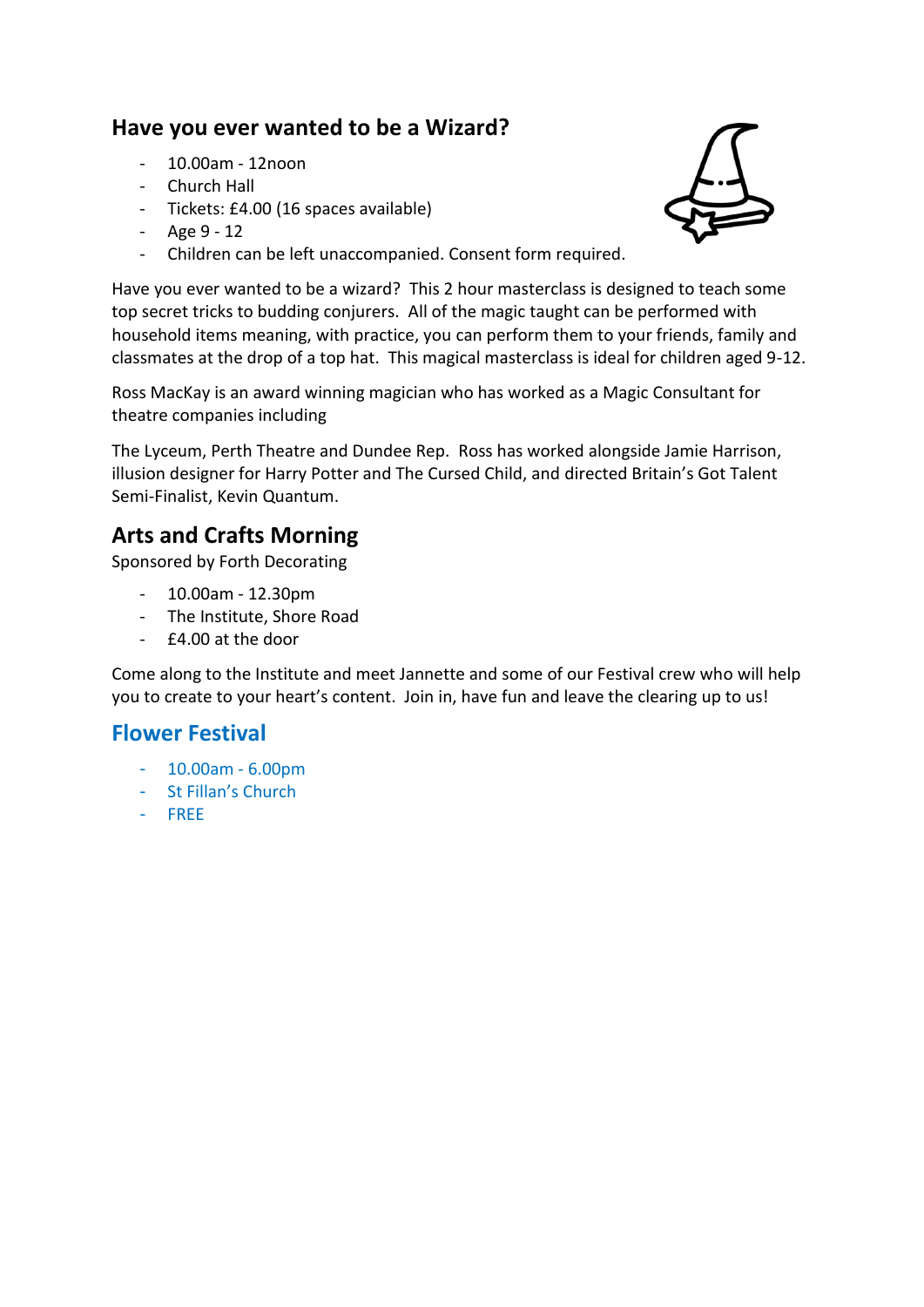## Have you ever wanted to be a Wizard?

- 10.00am - 12noon
- Church Hall
- Tickets: £4.00 (16 spaces available)
- Age 9 - 12
- Children can be left unaccompanied. Consent form required.

Have you ever wanted to be a wizard? This 2 hour masterclass is designed to teach some top secret tricks to budding conjurers. All of the magic taught can be performed with household items meaning, with practice, you can perform them to your friends, family and classmates at the drop of a top hat. This magical masterclass is ideal for children aged 9-12.

Ross MacKay is an award winning magician who has worked as a Magic Consultant for theatre companies including

The Lyceum, Perth Theatre and Dundee Rep. Ross has worked alongside Jamie Harrison, illusion designer for Harry Potter and The Cursed Child, and directed Britain's Got Talent Semi-Finalist, Kevin Quantum.

## Arts and Crafts Morning

Sponsored by Forth Decorating

- 10.00am - 12.30pm
- The Institute, Shore Road
- £4.00 at the door

Come along to the Institute and meet Jannette and some of our Festival crew who will help you to create to your heart's content. Join in, have fun and leave the clearing up to us!

## Flower Festival

- 10.00am - 6.00pm
- St Fillan's Church
- FREE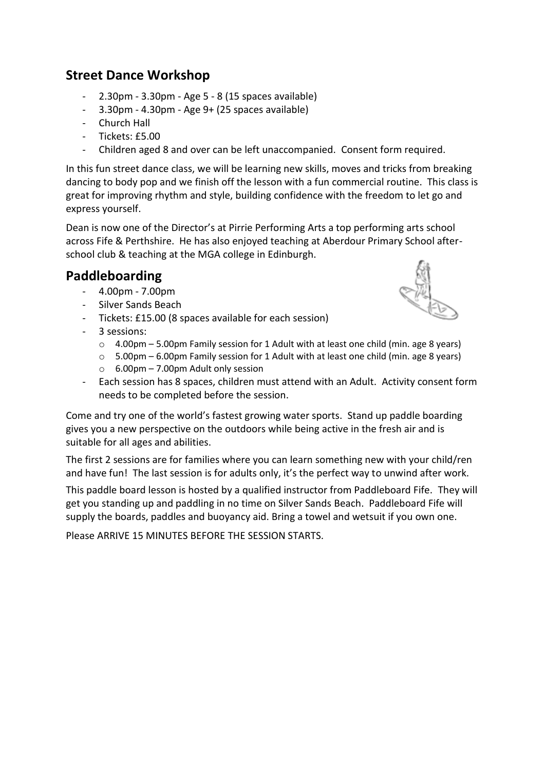## Street Dance Workshop

- 2.30pm - 3.30pm - Age 5 - 8 (15 spaces available)
- 3.30pm - 4.30pm - Age 9+ (25 spaces available)
- Church Hall
- Tickets: £5.00
- Children aged 8 and over can be left unaccompanied. Consent form required.

In this fun street dance class, we will be learning new skills, moves and tricks from breaking dancing to body pop and we finish off the lesson with a fun commercial routine. This class is great for improving rhythm and style, building confidence with the freedom to let go and express yourself.

Dean is now one of the Director's at Pirrie Performing Arts a top performing arts school across Fife & Perthshire. He has also enjoyed teaching at Aberdour Primary School after-school club & teaching at the MGA college in Edinburgh.

## Paddleboarding

- 4.00pm - 7.00pm
- Silver Sands Beach
- Tickets: £15.00 (8 spaces available for each session)
- 3 sessions:
  - 4.00pm – 5.00pm Family session for 1 Adult with at least one child (min. age 8 years)
  - 5.00pm – 6.00pm Family session for 1 Adult with at least one child (min. age 8 years)
  - 6.00pm – 7.00pm Adult only session
- Each session has 8 spaces, children must attend with an Adult. Activity consent form needs to be completed before the session.

Come and try one of the world's fastest growing water sports. Stand up paddle boarding gives you a new perspective on the outdoors while being active in the fresh air and is suitable for all ages and abilities.

The first 2 sessions are for families where you can learn something new with your child/ren and have fun! The last session is for adults only, it's the perfect way to unwind after work.

This paddle board lesson is hosted by a qualified instructor from Paddleboard Fife. They will get you standing up and paddling in no time on Silver Sands Beach. Paddleboard Fife will supply the boards, paddles and buoyancy aid. Bring a towel and wetsuit if you own one.

Please ARRIVE 15 MINUTES BEFORE THE SESSION STARTS.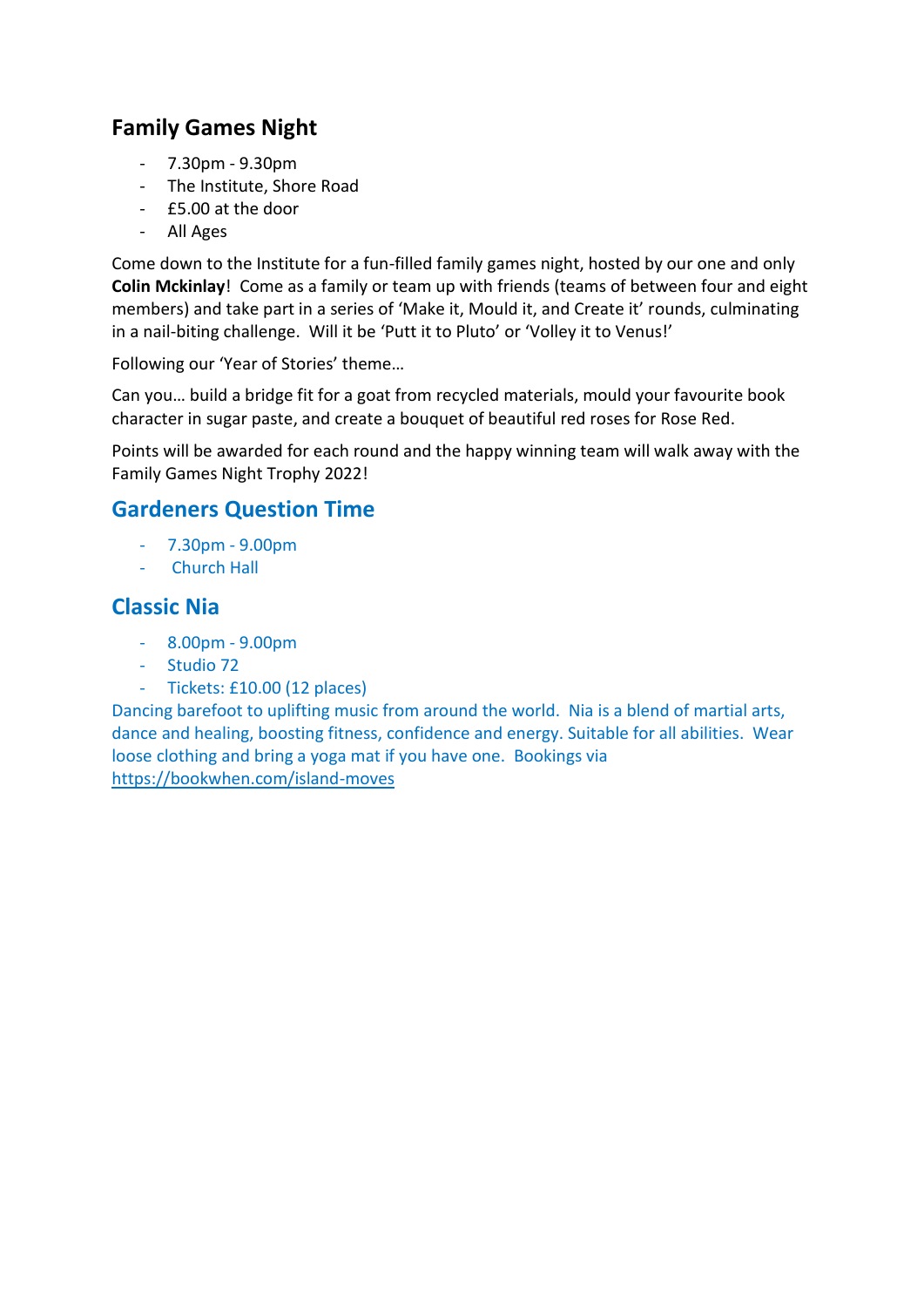## Family Games Night

- 7.30pm - 9.30pm
- The Institute, Shore Road
- £5.00 at the door
- All Ages

Come down to the Institute for a fun-filled family games night, hosted by our one and only **Colin Mckinlay**! Come as a family or team up with friends (teams of between four and eight members) and take part in a series of 'Make it, Mould it, and Create it' rounds, culminating in a nail-biting challenge. Will it be 'Putt it to Pluto' or 'Volley it to Venus!'

Following our 'Year of Stories' theme…

Can you… build a bridge fit for a goat from recycled materials, mould your favourite book character in sugar paste, and create a bouquet of beautiful red roses for Rose Red.

Points will be awarded for each round and the happy winning team will walk away with the Family Games Night Trophy 2022!

## Gardeners Question Time

- 7.30pm - 9.00pm
- Church Hall

## Classic Nia

- 8.00pm - 9.00pm
- Studio 72
- Tickets: £10.00 (12 places)

Dancing barefoot to uplifting music from around the world. Nia is a blend of martial arts, dance and healing, boosting fitness, confidence and energy. Suitable for all abilities. Wear loose clothing and bring a yoga mat if you have one. Bookings via https://bookwhen.com/island-moves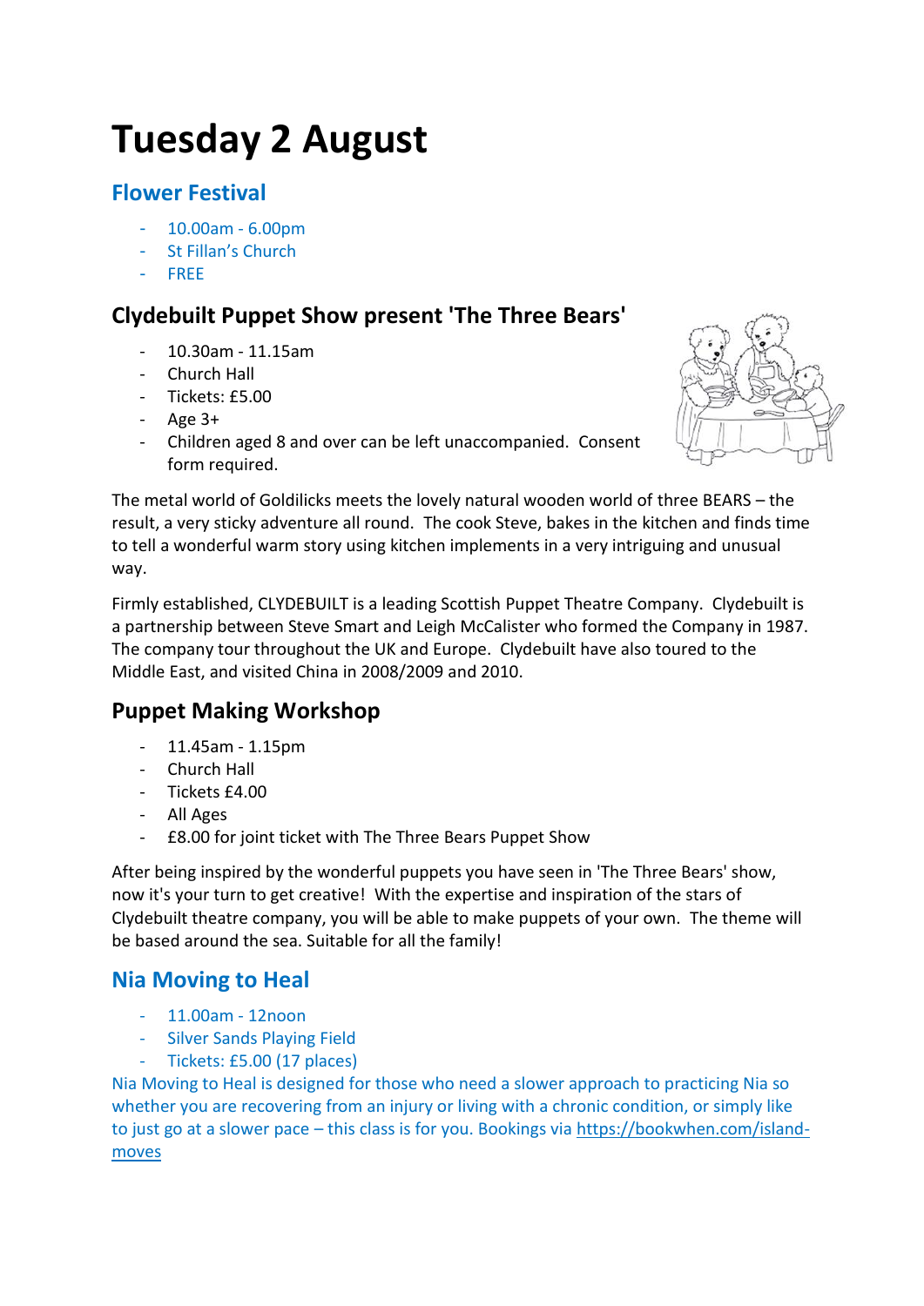# Tuesday 2 August

## Flower Festival

- 10.00am - 6.00pm
- St Fillan's Church
- FREE

## Clydebuilt Puppet Show present 'The Three Bears'

- 10.30am - 11.15am
- Church Hall
- Tickets: £5.00
- Age 3+
- Children aged 8 and over can be left unaccompanied. Consent form required.

The metal world of Goldilicks meets the lovely natural wooden world of three BEARS – the result, a very sticky adventure all round. The cook Steve, bakes in the kitchen and finds time to tell a wonderful warm story using kitchen implements in a very intriguing and unusual way.

Firmly established, CLYDEBUILT is a leading Scottish Puppet Theatre Company. Clydebuilt is a partnership between Steve Smart and Leigh McCalister who formed the Company in 1987. The company tour throughout the UK and Europe. Clydebuilt have also toured to the Middle East, and visited China in 2008/2009 and 2010.

## Puppet Making Workshop

- 11.45am - 1.15pm
- Church Hall
- Tickets £4.00
- All Ages
- £8.00 for joint ticket with The Three Bears Puppet Show

After being inspired by the wonderful puppets you have seen in 'The Three Bears' show, now it's your turn to get creative! With the expertise and inspiration of the stars of Clydebuilt theatre company, you will be able to make puppets of your own. The theme will be based around the sea. Suitable for all the family!

## Nia Moving to Heal

- 11.00am - 12noon
- Silver Sands Playing Field
- Tickets: £5.00 (17 places)

Nia Moving to Heal is designed for those who need a slower approach to practicing Nia so whether you are recovering from an injury or living with a chronic condition, or simply like to just go at a slower pace – this class is for you. Bookings via https://bookwhen.com/island-moves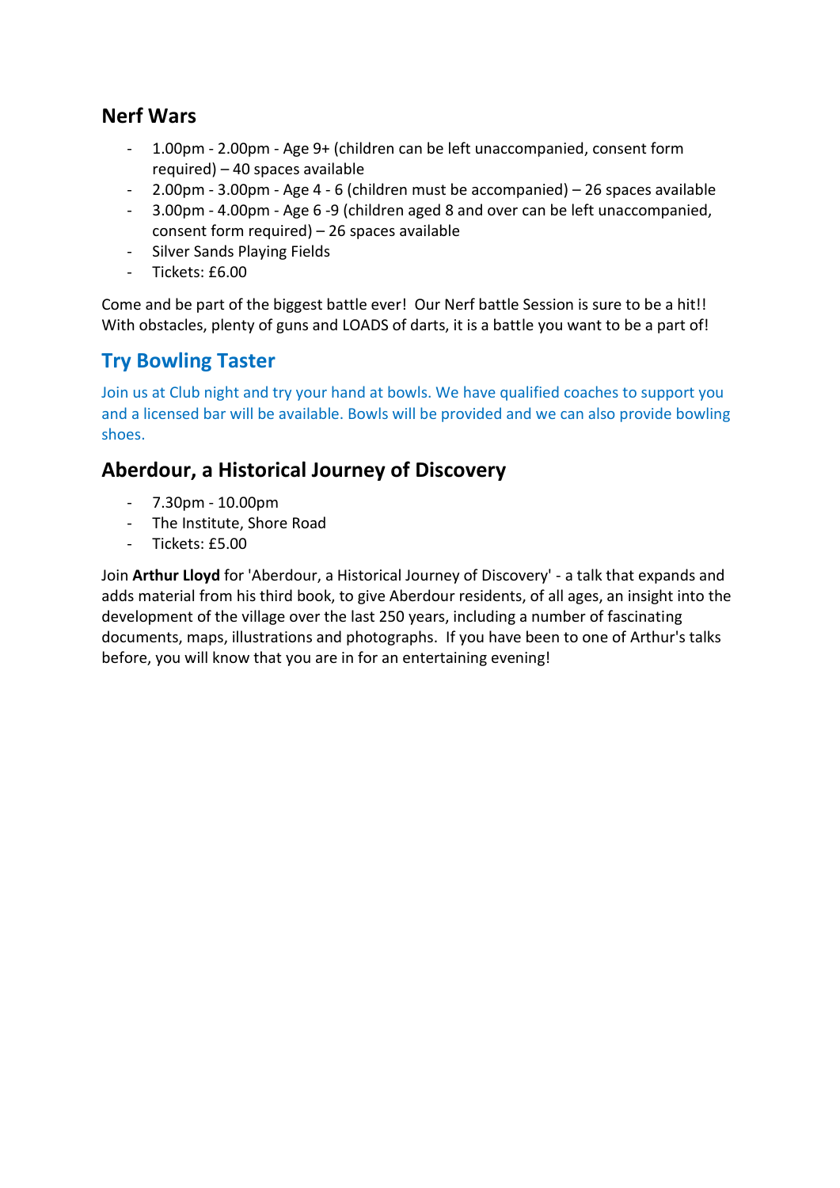## Nerf Wars

- 1.00pm - 2.00pm - Age 9+ (children can be left unaccompanied, consent form required) – 40 spaces available
- 2.00pm - 3.00pm - Age 4 - 6 (children must be accompanied) – 26 spaces available
- 3.00pm - 4.00pm - Age 6 -9 (children aged 8 and over can be left unaccompanied, consent form required) – 26 spaces available
- Silver Sands Playing Fields
- Tickets: £6.00

Come and be part of the biggest battle ever! Our Nerf battle Session is sure to be a hit!! With obstacles, plenty of guns and LOADS of darts, it is a battle you want to be a part of!

## Try Bowling Taster

Join us at Club night and try your hand at bowls. We have qualified coaches to support you and a licensed bar will be available. Bowls will be provided and we can also provide bowling shoes.

## Aberdour, a Historical Journey of Discovery

- 7.30pm - 10.00pm
- The Institute, Shore Road
- Tickets: £5.00

Join **Arthur Lloyd** for 'Aberdour, a Historical Journey of Discovery' - a talk that expands and adds material from his third book, to give Aberdour residents, of all ages, an insight into the development of the village over the last 250 years, including a number of fascinating documents, maps, illustrations and photographs. If you have been to one of Arthur's talks before, you will know that you are in for an entertaining evening!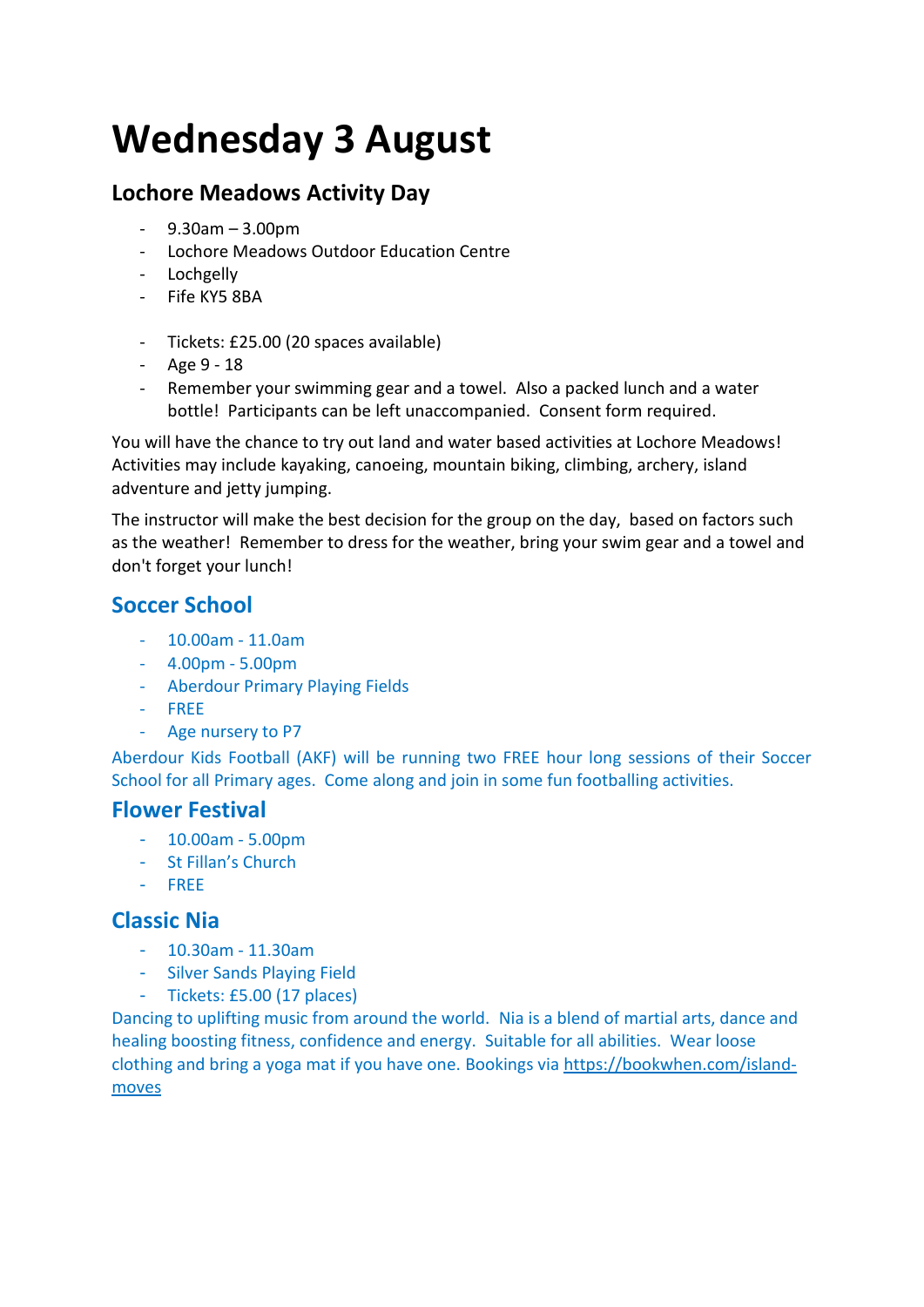# Wednesday 3 August

## Lochore Meadows Activity Day

- 9.30am – 3.00pm
- Lochore Meadows Outdoor Education Centre
- Lochgelly
- Fife KY5 8BA

- Tickets: £25.00 (20 spaces available)
- Age 9 - 18
- Remember your swimming gear and a towel. Also a packed lunch and a water bottle! Participants can be left unaccompanied. Consent form required.

You will have the chance to try out land and water based activities at Lochore Meadows! Activities may include kayaking, canoeing, mountain biking, climbing, archery, island adventure and jetty jumping.

The instructor will make the best decision for the group on the day, based on factors such as the weather! Remember to dress for the weather, bring your swim gear and a towel and don't forget your lunch!

## Soccer School

- 10.00am - 11.0am
- 4.00pm - 5.00pm
- Aberdour Primary Playing Fields
- FREE
- Age nursery to P7

Aberdour Kids Football (AKF) will be running two FREE hour long sessions of their Soccer School for all Primary ages. Come along and join in some fun footballing activities.

## Flower Festival

- 10.00am - 5.00pm
- St Fillan's Church
- FREE

## Classic Nia

- 10.30am - 11.30am
- Silver Sands Playing Field
- Tickets: £5.00 (17 places)

Dancing to uplifting music from around the world. Nia is a blend of martial arts, dance and healing boosting fitness, confidence and energy. Suitable for all abilities. Wear loose clothing and bring a yoga mat if you have one. Bookings via https://bookwhen.com/island-moves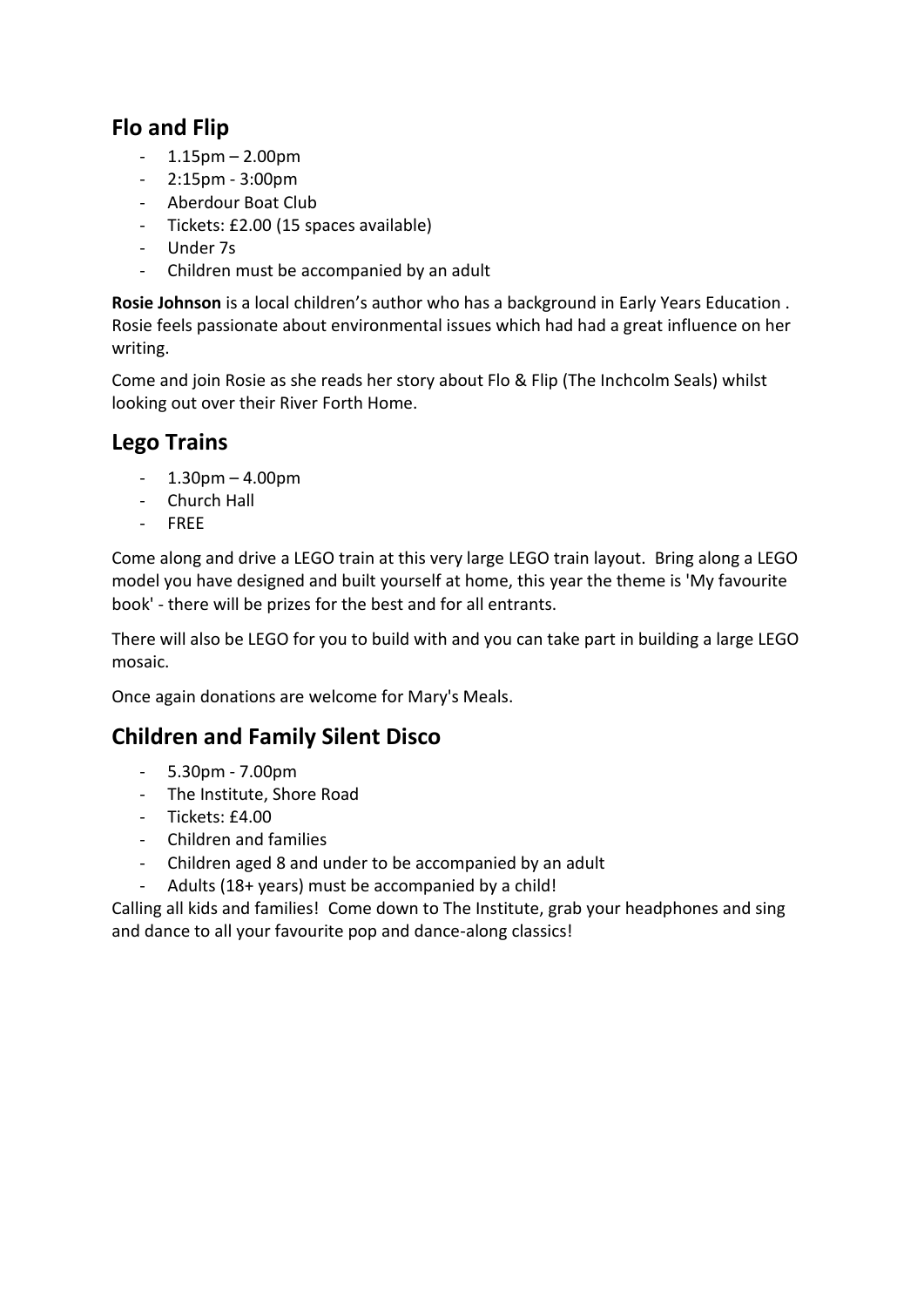## Flo and Flip

- 1.15pm – 2.00pm
- 2:15pm - 3:00pm
- Aberdour Boat Club
- Tickets: £2.00 (15 spaces available)
- Under 7s
- Children must be accompanied by an adult

**Rosie Johnson** is a local children's author who has a background in Early Years Education . Rosie feels passionate about environmental issues which had had a great influence on her writing.

Come and join Rosie as she reads her story about Flo & Flip (The Inchcolm Seals) whilst looking out over their River Forth Home.

## Lego Trains

- 1.30pm – 4.00pm
- Church Hall
- FREE

Come along and drive a LEGO train at this very large LEGO train layout. Bring along a LEGO model you have designed and built yourself at home, this year the theme is 'My favourite book' - there will be prizes for the best and for all entrants.

There will also be LEGO for you to build with and you can take part in building a large LEGO mosaic.

Once again donations are welcome for Mary's Meals.

## Children and Family Silent Disco

- 5.30pm - 7.00pm
- The Institute, Shore Road
- Tickets: £4.00
- Children and families
- Children aged 8 and under to be accompanied by an adult
- Adults (18+ years) must be accompanied by a child!

Calling all kids and families! Come down to The Institute, grab your headphones and sing and dance to all your favourite pop and dance-along classics!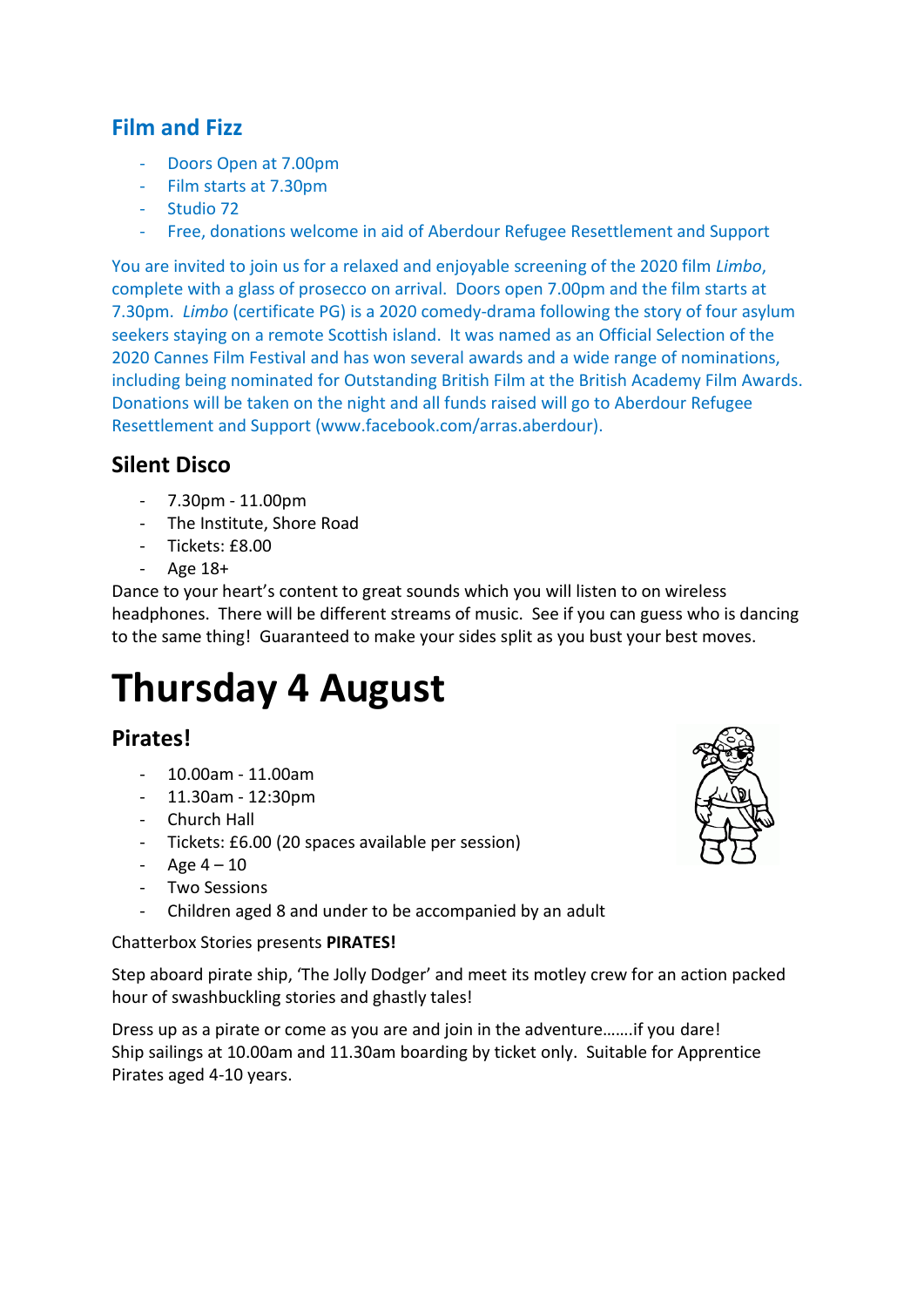## Film and Fizz

- Doors Open at 7.00pm
- Film starts at 7.30pm
- Studio 72
- Free, donations welcome in aid of Aberdour Refugee Resettlement and Support

You are invited to join us for a relaxed and enjoyable screening of the 2020 film *Limbo*, complete with a glass of prosecco on arrival. Doors open 7.00pm and the film starts at 7.30pm. *Limbo* (certificate PG) is a 2020 comedy-drama following the story of four asylum seekers staying on a remote Scottish island. It was named as an Official Selection of the 2020 Cannes Film Festival and has won several awards and a wide range of nominations, including being nominated for Outstanding British Film at the British Academy Film Awards. Donations will be taken on the night and all funds raised will go to Aberdour Refugee Resettlement and Support (www.facebook.com/arras.aberdour).

## Silent Disco

- 7.30pm - 11.00pm
- The Institute, Shore Road
- Tickets: £8.00
- Age 18+

Dance to your heart's content to great sounds which you will listen to on wireless headphones. There will be different streams of music. See if you can guess who is dancing to the same thing! Guaranteed to make your sides split as you bust your best moves.

# Thursday 4 August

## Pirates!

- 10.00am - 11.00am
- 11.30am - 12:30pm
- Church Hall
- Tickets: £6.00 (20 spaces available per session)
- Age 4 – 10
- Two Sessions
- Children aged 8 and under to be accompanied by an adult

Chatterbox Stories presents **PIRATES!**

Step aboard pirate ship, 'The Jolly Dodger' and meet its motley crew for an action packed hour of swashbuckling stories and ghastly tales!

Dress up as a pirate or come as you are and join in the adventure…….if you dare!
Ship sailings at 10.00am and 11.30am boarding by ticket only. Suitable for Apprentice Pirates aged 4-10 years.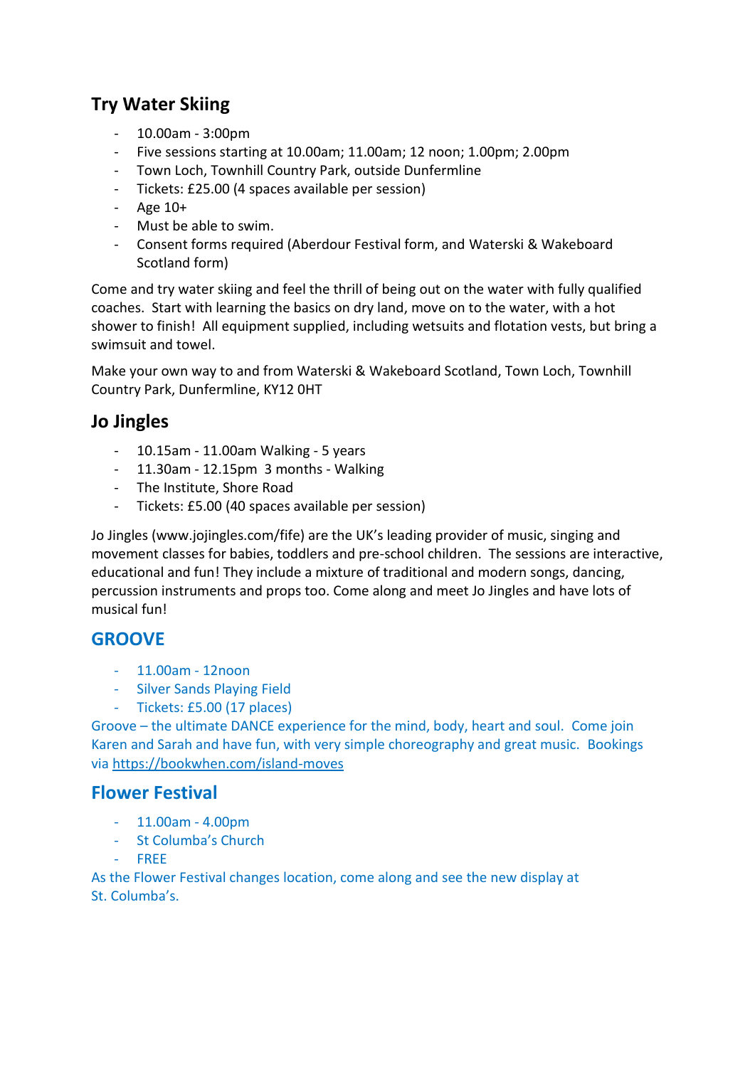## Try Water Skiing

- 10.00am - 3:00pm
- Five sessions starting at 10.00am; 11.00am; 12 noon; 1.00pm; 2.00pm
- Town Loch, Townhill Country Park, outside Dunfermline
- Tickets: £25.00 (4 spaces available per session)
- Age 10+
- Must be able to swim.
- Consent forms required (Aberdour Festival form, and Waterski & Wakeboard Scotland form)

Come and try water skiing and feel the thrill of being out on the water with fully qualified coaches. Start with learning the basics on dry land, move on to the water, with a hot shower to finish! All equipment supplied, including wetsuits and flotation vests, but bring a swimsuit and towel.

Make your own way to and from Waterski & Wakeboard Scotland, Town Loch, Townhill Country Park, Dunfermline, KY12 0HT

## Jo Jingles

- 10.15am - 11.00am Walking - 5 years
- 11.30am - 12.15pm 3 months - Walking
- The Institute, Shore Road
- Tickets: £5.00 (40 spaces available per session)

Jo Jingles (www.jojingles.com/fife) are the UK's leading provider of music, singing and movement classes for babies, toddlers and pre-school children. The sessions are interactive, educational and fun! They include a mixture of traditional and modern songs, dancing, percussion instruments and props too. Come along and meet Jo Jingles and have lots of musical fun!

## GROOVE

- 11.00am - 12noon
- Silver Sands Playing Field
- Tickets: £5.00 (17 places)

Groove – the ultimate DANCE experience for the mind, body, heart and soul. Come join Karen and Sarah and have fun, with very simple choreography and great music. Bookings via https://bookwhen.com/island-moves

## Flower Festival

- 11.00am - 4.00pm
- St Columba's Church
- FREE

As the Flower Festival changes location, come along and see the new display at St. Columba's.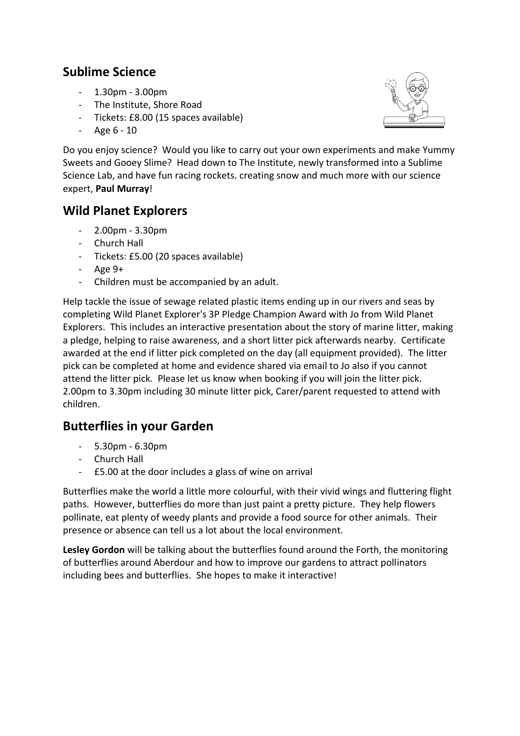## Sublime Science

- 1.30pm - 3.00pm
- The Institute, Shore Road
- Tickets: £8.00 (15 spaces available)
- Age 6 - 10

Do you enjoy science? Would you like to carry out your own experiments and make Yummy Sweets and Gooey Slime? Head down to The Institute, newly transformed into a Sublime Science Lab, and have fun racing rockets. creating snow and much more with our science expert, **Paul Murray**!

## Wild Planet Explorers

- 2.00pm - 3.30pm
- Church Hall
- Tickets: £5.00 (20 spaces available)
- Age 9+
- Children must be accompanied by an adult.

Help tackle the issue of sewage related plastic items ending up in our rivers and seas by completing Wild Planet Explorer's 3P Pledge Champion Award with Jo from Wild Planet Explorers. This includes an interactive presentation about the story of marine litter, making a pledge, helping to raise awareness, and a short litter pick afterwards nearby. Certificate awarded at the end if litter pick completed on the day (all equipment provided). The litter pick can be completed at home and evidence shared via email to Jo also if you cannot attend the litter pick. Please let us know when booking if you will join the litter pick. 2.00pm to 3.30pm including 30 minute litter pick, Carer/parent requested to attend with children.

## Butterflies in your Garden

- 5.30pm - 6.30pm
- Church Hall
- £5.00 at the door includes a glass of wine on arrival

Butterflies make the world a little more colourful, with their vivid wings and fluttering flight paths. However, butterflies do more than just paint a pretty picture. They help flowers pollinate, eat plenty of weedy plants and provide a food source for other animals. Their presence or absence can tell us a lot about the local environment.

**Lesley Gordon** will be talking about the butterflies found around the Forth, the monitoring of butterflies around Aberdour and how to improve our gardens to attract pollinators including bees and butterflies. She hopes to make it interactive!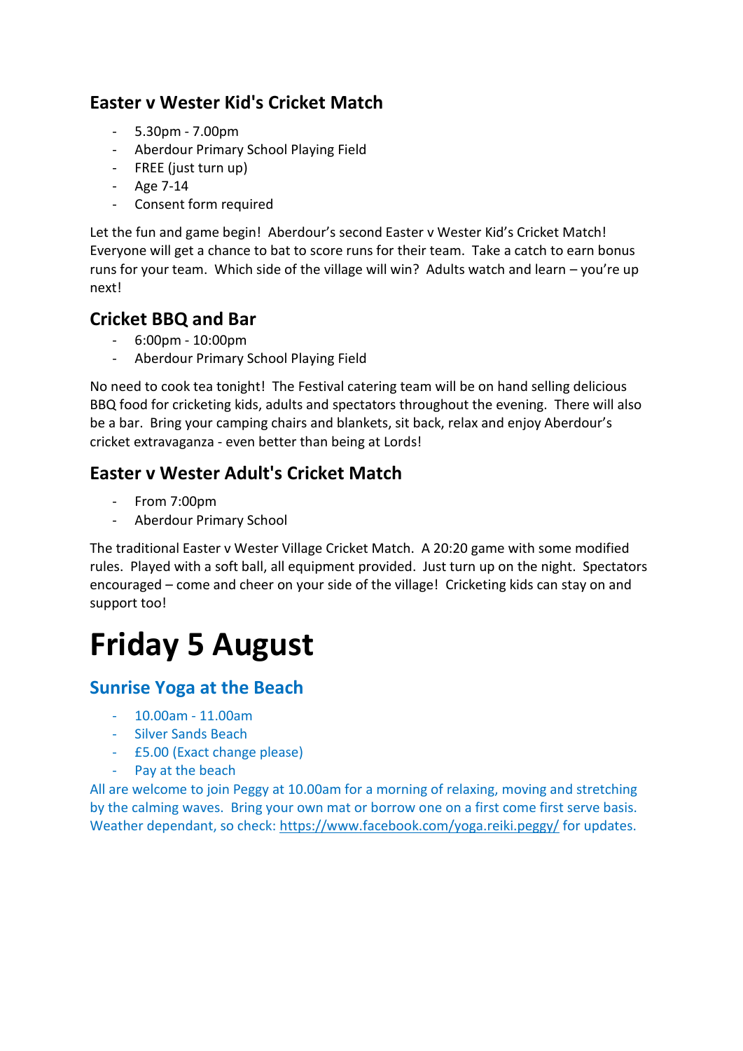### Easter v Wester Kid's Cricket Match

- 5.30pm - 7.00pm
- Aberdour Primary School Playing Field
- FREE (just turn up)
- Age 7-14
- Consent form required

Let the fun and game begin! Aberdour's second Easter v Wester Kid's Cricket Match! Everyone will get a chance to bat to score runs for their team. Take a catch to earn bonus runs for your team. Which side of the village will win? Adults watch and learn – you're up next!

### Cricket BBQ and Bar

- 6:00pm - 10:00pm
- Aberdour Primary School Playing Field

No need to cook tea tonight! The Festival catering team will be on hand selling delicious BBQ food for cricketing kids, adults and spectators throughout the evening. There will also be a bar. Bring your camping chairs and blankets, sit back, relax and enjoy Aberdour's cricket extravaganza - even better than being at Lords!

### Easter v Wester Adult's Cricket Match

- From 7:00pm
- Aberdour Primary School

The traditional Easter v Wester Village Cricket Match. A 20:20 game with some modified rules. Played with a soft ball, all equipment provided. Just turn up on the night. Spectators encouraged – come and cheer on your side of the village! Cricketing kids can stay on and support too!

# Friday 5 August

### Sunrise Yoga at the Beach

- 10.00am - 11.00am
- Silver Sands Beach
- £5.00 (Exact change please)
- Pay at the beach

All are welcome to join Peggy at 10.00am for a morning of relaxing, moving and stretching by the calming waves. Bring your own mat or borrow one on a first come first serve basis. Weather dependant, so check: https://www.facebook.com/yoga.reiki.peggy/ for updates.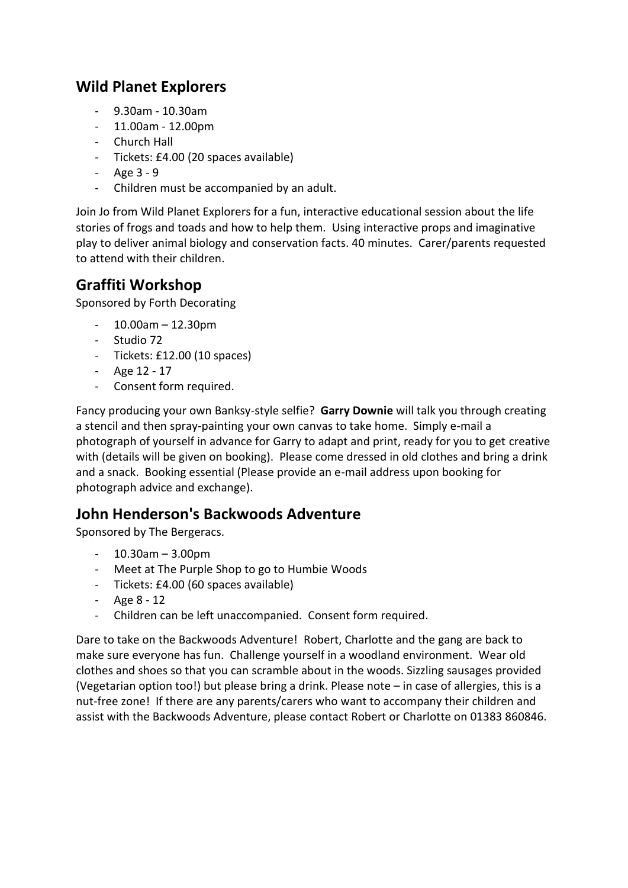## Wild Planet Explorers

- 9.30am - 10.30am
- 11.00am - 12.00pm
- Church Hall
- Tickets: £4.00 (20 spaces available)
- Age 3 - 9
- Children must be accompanied by an adult.

Join Jo from Wild Planet Explorers for a fun, interactive educational session about the life stories of frogs and toads and how to help them. Using interactive props and imaginative play to deliver animal biology and conservation facts. 40 minutes. Carer/parents requested to attend with their children.

## Graffiti Workshop

Sponsored by Forth Decorating

- 10.00am – 12.30pm
- Studio 72
- Tickets: £12.00 (10 spaces)
- Age 12 - 17
- Consent form required.

Fancy producing your own Banksy-style selfie? **Garry Downie** will talk you through creating a stencil and then spray-painting your own canvas to take home. Simply e-mail a photograph of yourself in advance for Garry to adapt and print, ready for you to get creative with (details will be given on booking). Please come dressed in old clothes and bring a drink and a snack. Booking essential (Please provide an e-mail address upon booking for photograph advice and exchange).

## John Henderson's Backwoods Adventure

Sponsored by The Bergeracs.

- 10.30am – 3.00pm
- Meet at The Purple Shop to go to Humbie Woods
- Tickets: £4.00 (60 spaces available)
- Age 8 - 12
- Children can be left unaccompanied. Consent form required.

Dare to take on the Backwoods Adventure! Robert, Charlotte and the gang are back to make sure everyone has fun. Challenge yourself in a woodland environment. Wear old clothes and shoes so that you can scramble about in the woods. Sizzling sausages provided (Vegetarian option too!) but please bring a drink. Please note – in case of allergies, this is a nut-free zone! If there are any parents/carers who want to accompany their children and assist with the Backwoods Adventure, please contact Robert or Charlotte on 01383 860846.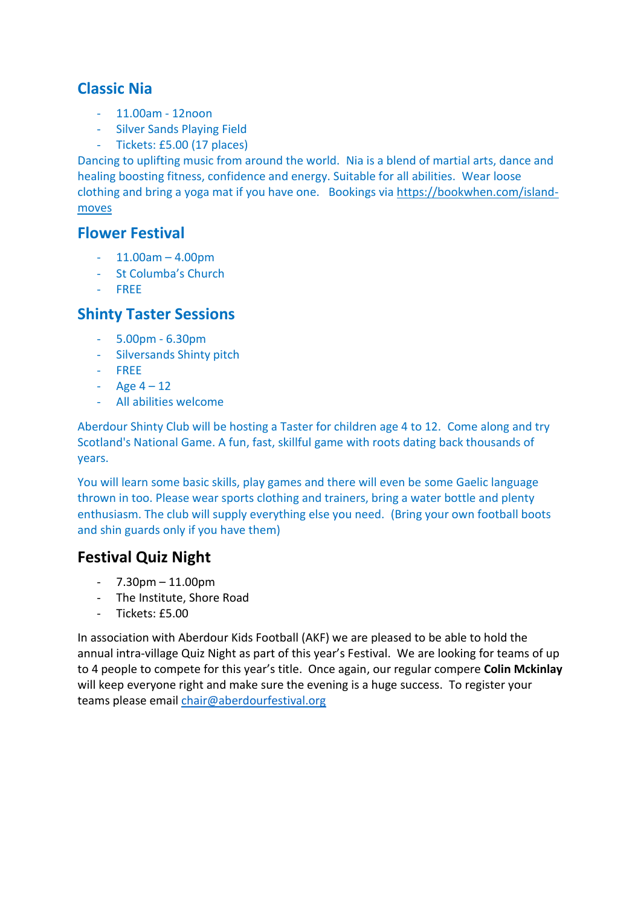## Classic Nia

- 11.00am - 12noon
- Silver Sands Playing Field
- Tickets: £5.00 (17 places)

Dancing to uplifting music from around the world. Nia is a blend of martial arts, dance and healing boosting fitness, confidence and energy. Suitable for all abilities. Wear loose clothing and bring a yoga mat if you have one. Bookings via https://bookwhen.com/island-moves

## Flower Festival

- 11.00am – 4.00pm
- St Columba's Church
- FREE

## Shinty Taster Sessions

- 5.00pm - 6.30pm
- Silversands Shinty pitch
- FREE
- Age 4 – 12
- All abilities welcome

Aberdour Shinty Club will be hosting a Taster for children age 4 to 12. Come along and try Scotland's National Game. A fun, fast, skillful game with roots dating back thousands of years.

You will learn some basic skills, play games and there will even be some Gaelic language thrown in too. Please wear sports clothing and trainers, bring a water bottle and plenty enthusiasm. The club will supply everything else you need. (Bring your own football boots and shin guards only if you have them)

## Festival Quiz Night

- 7.30pm – 11.00pm
- The Institute, Shore Road
- Tickets: £5.00

In association with Aberdour Kids Football (AKF) we are pleased to be able to hold the annual intra-village Quiz Night as part of this year's Festival. We are looking for teams of up to 4 people to compete for this year's title. Once again, our regular compere **Colin Mckinlay** will keep everyone right and make sure the evening is a huge success. To register your teams please email chair@aberdourfestival.org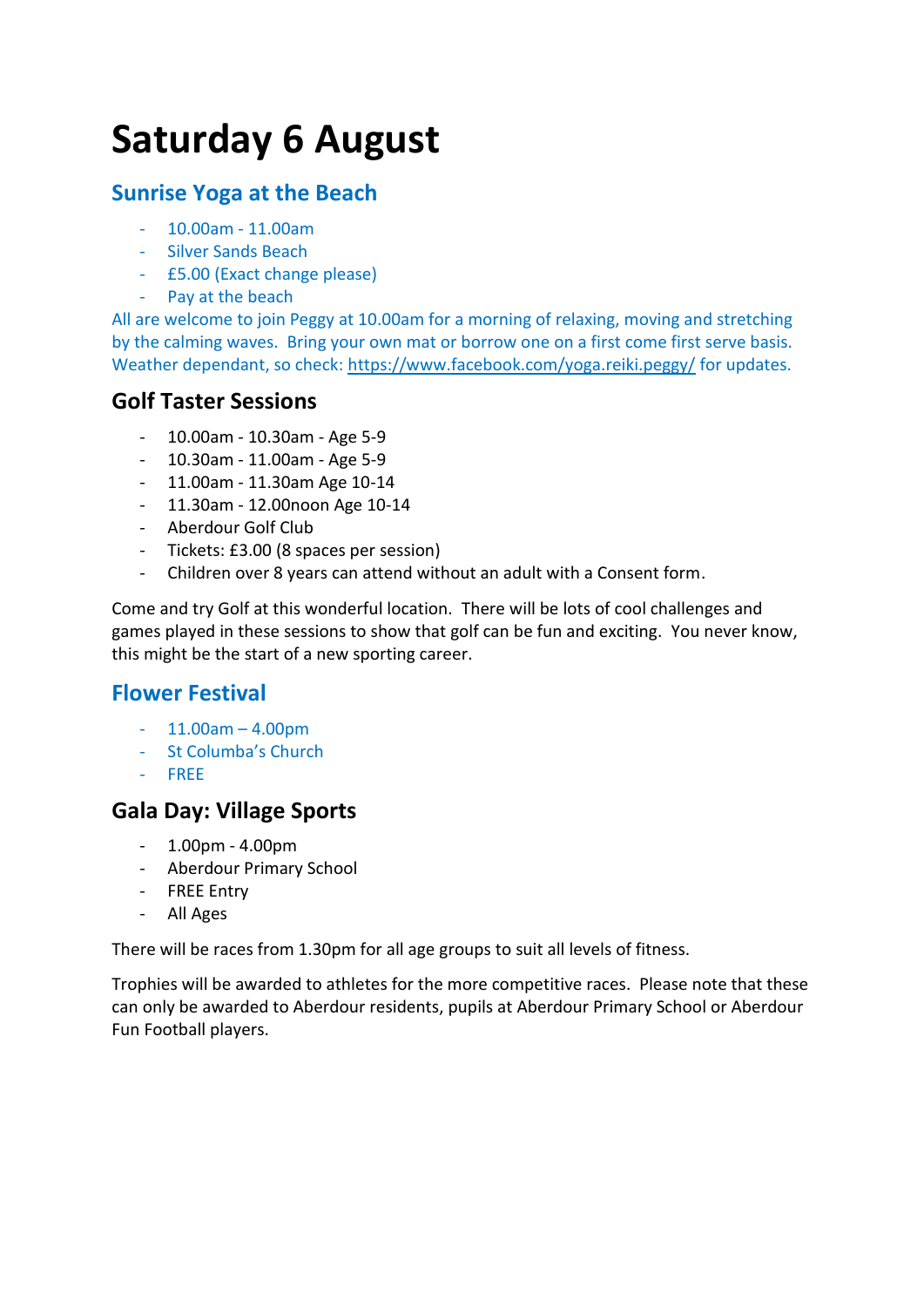# Saturday 6 August

## Sunrise Yoga at the Beach

- 10.00am - 11.00am
- Silver Sands Beach
- £5.00 (Exact change please)
- Pay at the beach

All are welcome to join Peggy at 10.00am for a morning of relaxing, moving and stretching by the calming waves. Bring your own mat or borrow one on a first come first serve basis. Weather dependant, so check: https://www.facebook.com/yoga.reiki.peggy/ for updates.

## Golf Taster Sessions

- 10.00am - 10.30am - Age 5-9
- 10.30am - 11.00am - Age 5-9
- 11.00am - 11.30am Age 10-14
- 11.30am - 12.00noon Age 10-14
- Aberdour Golf Club
- Tickets: £3.00 (8 spaces per session)
- Children over 8 years can attend without an adult with a Consent form.

Come and try Golf at this wonderful location. There will be lots of cool challenges and games played in these sessions to show that golf can be fun and exciting. You never know, this might be the start of a new sporting career.

## Flower Festival

- 11.00am – 4.00pm
- St Columba's Church
- FREE

## Gala Day: Village Sports

- 1.00pm - 4.00pm
- Aberdour Primary School
- FREE Entry
- All Ages

There will be races from 1.30pm for all age groups to suit all levels of fitness.

Trophies will be awarded to athletes for the more competitive races. Please note that these can only be awarded to Aberdour residents, pupils at Aberdour Primary School or Aberdour Fun Football players.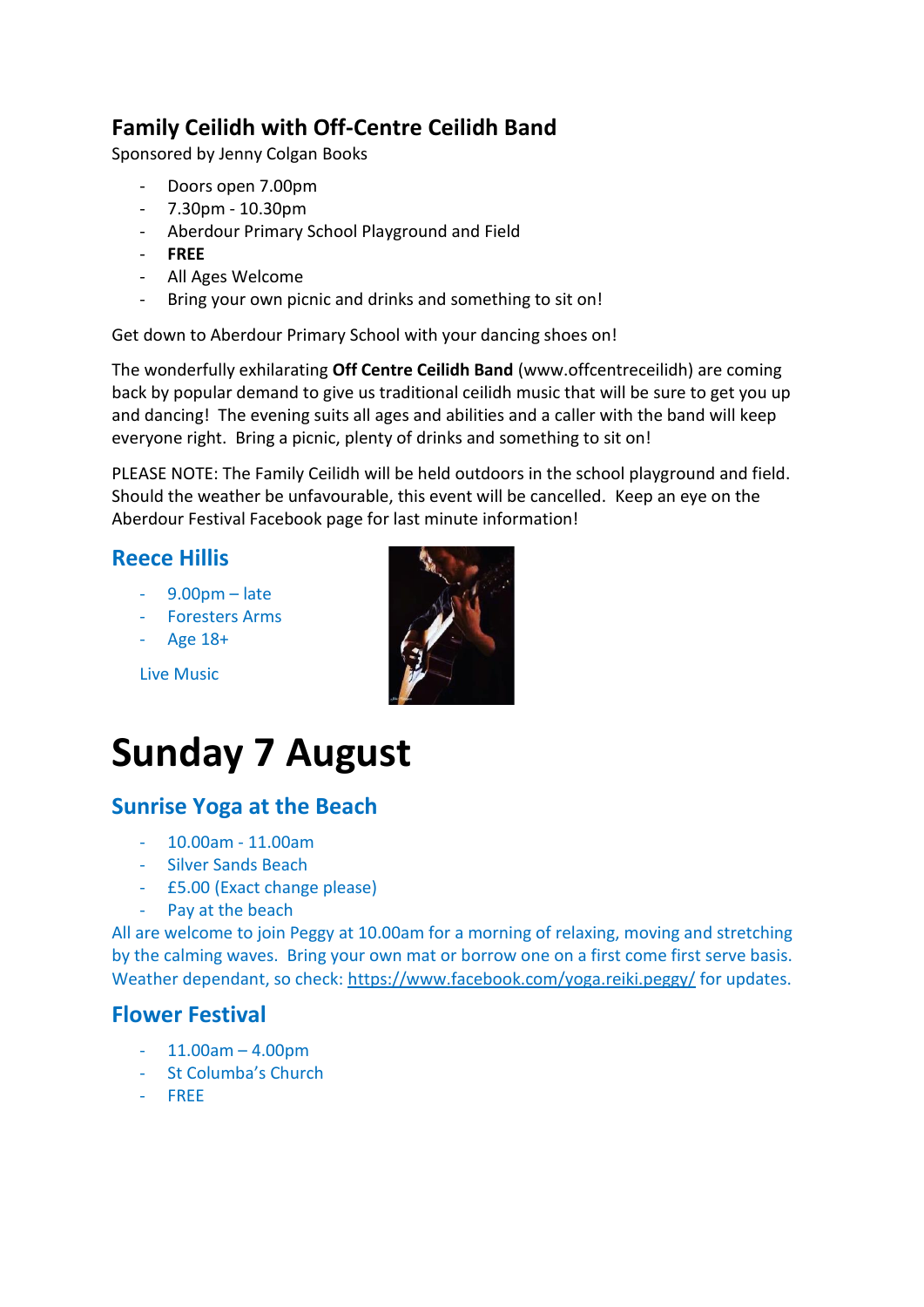## Family Ceilidh with Off-Centre Ceilidh Band

Sponsored by Jenny Colgan Books

- Doors open 7.00pm
- 7.30pm - 10.30pm
- Aberdour Primary School Playground and Field
- **FREE**
- All Ages Welcome
- Bring your own picnic and drinks and something to sit on!

Get down to Aberdour Primary School with your dancing shoes on!

The wonderfully exhilarating **Off Centre Ceilidh Band** (www.offcentreceilidh) are coming back by popular demand to give us traditional ceilidh music that will be sure to get you up and dancing! The evening suits all ages and abilities and a caller with the band will keep everyone right. Bring a picnic, plenty of drinks and something to sit on!

PLEASE NOTE: The Family Ceilidh will be held outdoors in the school playground and field. Should the weather be unfavourable, this event will be cancelled. Keep an eye on the Aberdour Festival Facebook page for last minute information!

## Reece Hillis

- 9.00pm – late
- Foresters Arms
- Age 18+

Live Music

# Sunday 7 August

## Sunrise Yoga at the Beach

- 10.00am - 11.00am
- Silver Sands Beach
- £5.00 (Exact change please)
- Pay at the beach

All are welcome to join Peggy at 10.00am for a morning of relaxing, moving and stretching by the calming waves. Bring your own mat or borrow one on a first come first serve basis. Weather dependant, so check: https://www.facebook.com/yoga.reiki.peggy/ for updates.

## Flower Festival

- 11.00am – 4.00pm
- St Columba's Church
- FREE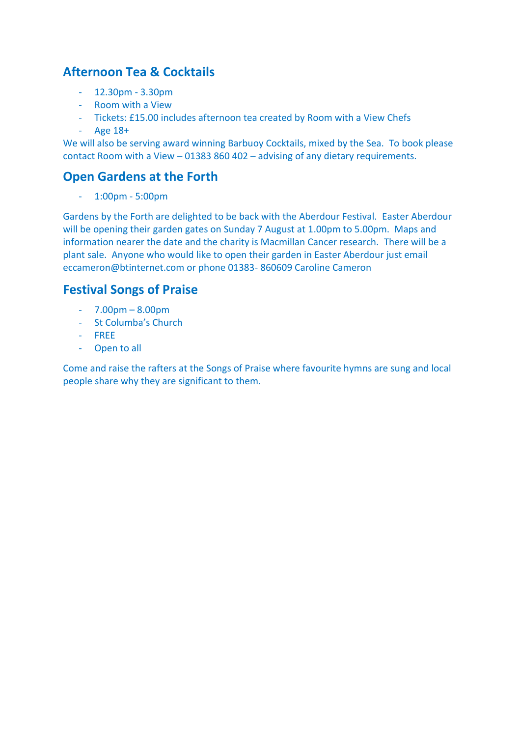## Afternoon Tea & Cocktails

- 12.30pm - 3.30pm
- Room with a View
- Tickets: £15.00 includes afternoon tea created by Room with a View Chefs
- Age 18+

We will also be serving award winning Barbuoy Cocktails, mixed by the Sea. To book please contact Room with a View – 01383 860 402 – advising of any dietary requirements.

## Open Gardens at the Forth

- 1:00pm - 5:00pm

Gardens by the Forth are delighted to be back with the Aberdour Festival. Easter Aberdour will be opening their garden gates on Sunday 7 August at 1.00pm to 5.00pm. Maps and information nearer the date and the charity is Macmillan Cancer research. There will be a plant sale. Anyone who would like to open their garden in Easter Aberdour just email eccameron@btinternet.com or phone 01383- 860609 Caroline Cameron

## Festival Songs of Praise

- 7.00pm – 8.00pm
- St Columba's Church
- FREE
- Open to all

Come and raise the rafters at the Songs of Praise where favourite hymns are sung and local people share why they are significant to them.